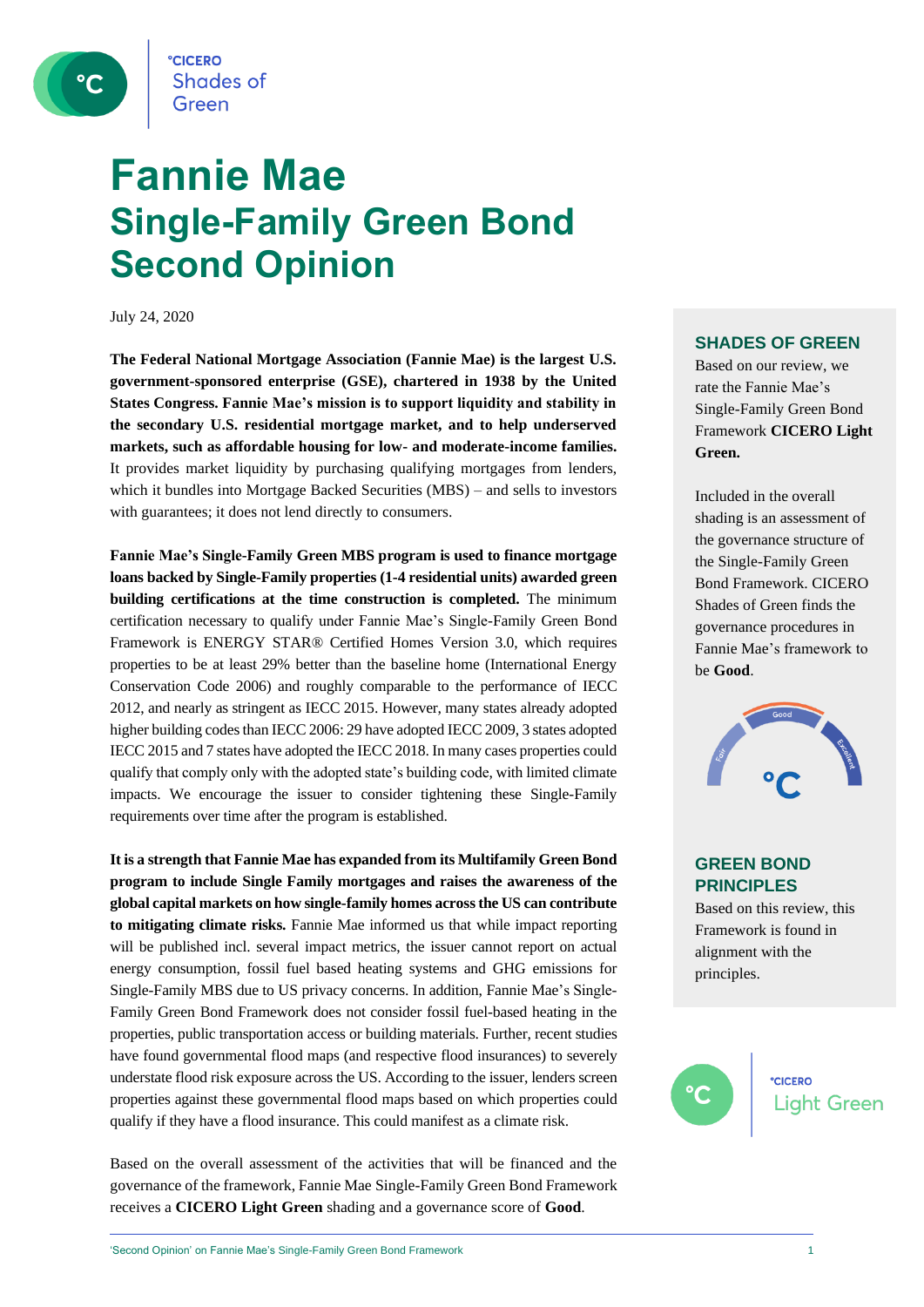°CICERO Shades of Green

# Fannie Mae
# Single-Family Green Bond Second Opinion

July 24, 2020

**The Federal National Mortgage Association (Fannie Mae) is the largest U.S. government-sponsored enterprise (GSE), chartered in 1938 by the United States Congress. Fannie Mae's mission is to support liquidity and stability in the secondary U.S. residential mortgage market, and to help underserved markets, such as affordable housing for low- and moderate-income families.** It provides market liquidity by purchasing qualifying mortgages from lenders, which it bundles into Mortgage Backed Securities (MBS) – and sells to investors with guarantees; it does not lend directly to consumers.

**Fannie Mae's Single-Family Green MBS program is used to finance mortgage loans backed by Single-Family properties (1-4 residential units) awarded green building certifications at the time construction is completed.** The minimum certification necessary to qualify under Fannie Mae's Single-Family Green Bond Framework is ENERGY STAR® Certified Homes Version 3.0, which requires properties to be at least 29% better than the baseline home (International Energy Conservation Code 2006) and roughly comparable to the performance of IECC 2012, and nearly as stringent as IECC 2015. However, many states already adopted higher building codes than IECC 2006: 29 have adopted IECC 2009, 3 states adopted IECC 2015 and 7 states have adopted the IECC 2018. In many cases properties could qualify that comply only with the adopted state's building code, with limited climate impacts. We encourage the issuer to consider tightening these Single-Family requirements over time after the program is established.

**It is a strength that Fannie Mae has expanded from its Multifamily Green Bond program to include Single Family mortgages and raises the awareness of the global capital markets on how single-family homes across the US can contribute to mitigating climate risks.** Fannie Mae informed us that while impact reporting will be published incl. several impact metrics, the issuer cannot report on actual energy consumption, fossil fuel based heating systems and GHG emissions for Single-Family MBS due to US privacy concerns. In addition, Fannie Mae's Single-Family Green Bond Framework does not consider fossil fuel-based heating in the properties, public transportation access or building materials. Further, recent studies have found governmental flood maps (and respective flood insurances) to severely understate flood risk exposure across the US. According to the issuer, lenders screen properties against these governmental flood maps based on which properties could qualify if they have a flood insurance. This could manifest as a climate risk.

Based on the overall assessment of the activities that will be financed and the governance of the framework, Fannie Mae Single-Family Green Bond Framework receives a **CICERO Light Green** shading and a governance score of **Good**.

## SHADES OF GREEN

Based on our review, we rate the Fannie Mae's Single-Family Green Bond Framework **CICERO Light Green.**

Included in the overall shading is an assessment of the governance structure of the Single-Family Green Bond Framework. CICERO Shades of Green finds the governance procedures in Fannie Mae's framework to be **Good**.

Fair | Good | Excellent

## GREEN BOND PRINCIPLES

Based on this review, this Framework is found in alignment with the principles.

°CICERO Light Green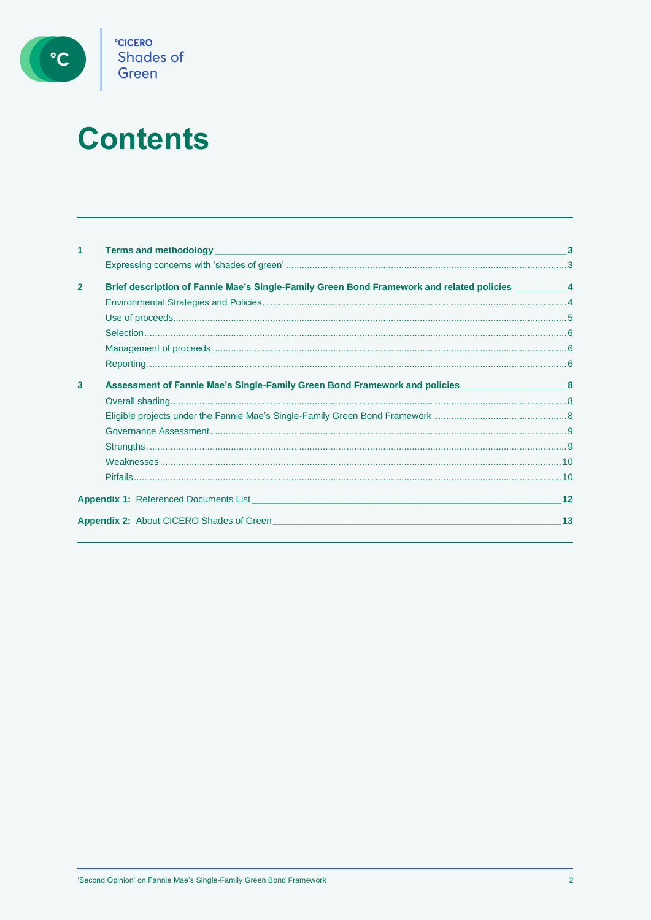# Contents

- **1 Terms and methodology** — 3
  - Expressing concerns with 'shades of green' — 3
- **2 Brief description of Fannie Mae's Single-Family Green Bond Framework and related policies** — 4
  - Environmental Strategies and Policies — 4
  - Use of proceeds — 5
  - Selection — 6
  - Management of proceeds — 6
  - Reporting — 6
- **3 Assessment of Fannie Mae's Single-Family Green Bond Framework and policies** — 8
  - Overall shading — 8
  - Eligible projects under the Fannie Mae's Single-Family Green Bond Framework — 8
  - Governance Assessment — 9
  - Strengths — 9
  - Weaknesses — 10
  - Pitfalls — 10
- **Appendix 1:** Referenced Documents List — 12
- **Appendix 2:** About CICERO Shades of Green — 13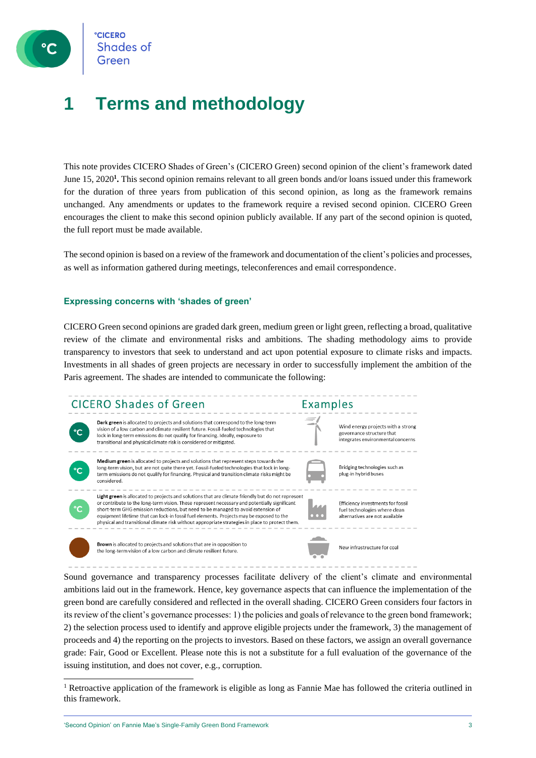# 1 Terms and methodology

This note provides CICERO Shades of Green's (CICERO Green) second opinion of the client's framework dated June 15, 2020[1]**.** This second opinion remains relevant to all green bonds and/or loans issued under this framework for the duration of three years from publication of this second opinion, as long as the framework remains unchanged. Any amendments or updates to the framework require a revised second opinion. CICERO Green encourages the client to make this second opinion publicly available. If any part of the second opinion is quoted, the full report must be made available.

The second opinion is based on a review of the framework and documentation of the client's policies and processes, as well as information gathered during meetings, teleconferences and email correspondence.

### Expressing concerns with 'shades of green'

CICERO Green second opinions are graded dark green, medium green or light green, reflecting a broad, qualitative review of the climate and environmental risks and ambitions. The shading methodology aims to provide transparency to investors that seek to understand and act upon potential exposure to climate risks and impacts. Investments in all shades of green projects are necessary in order to successfully implement the ambition of the Paris agreement. The shades are intended to communicate the following:

| CICERO Shades of Green | Examples |
|---|---|
| **Dark green** is allocated to projects and solutions that correspond to the long-term vision of a low carbon and climate resilient future. Fossil-fueled technologies that lock in long-term emissions do not qualify for financing. Ideally, exposure to transitional and physical climate risk is considered or mitigated. | Wind energy projects with a strong governance structure that integrates environmental concerns |
| **Medium green** is allocated to projects and solutions that represent steps towards the long-term vision, but are not quite there yet. Fossil-fueled technologies that lock in long-term emissions do not qualify for financing. Physical and transition climate risks might be considered. | Bridging technologies such as plug-in hybrid buses |
| **Light green** is allocated to projects and solutions that are climate friendly but do not represent or contribute to the long-term vision. These represent necessary and potentially significant short-term GHG emission reductions, but need to be managed to avoid extension of equipment lifetime that can lock-in fossil fuel elements. Projects may be exposed to the physical and transitional climate risk without appropriate strategies in place to protect them. | Efficiency investments for fossil fuel technologies where clean alternatives are not available |
| **Brown** is allocated to projects and solutions that are in opposition to the long-term vision of a low carbon and climate resilient future. | New infrastructure for coal |

Sound governance and transparency processes facilitate delivery of the client's climate and environmental ambitions laid out in the framework. Hence, key governance aspects that can influence the implementation of the green bond are carefully considered and reflected in the overall shading. CICERO Green considers four factors in its review of the client's governance processes: 1) the policies and goals of relevance to the green bond framework; 2) the selection process used to identify and approve eligible projects under the framework, 3) the management of proceeds and 4) the reporting on the projects to investors. Based on these factors, we assign an overall governance grade: Fair, Good or Excellent. Please note this is not a substitute for a full evaluation of the governance of the issuing institution, and does not cover, e.g., corruption.

---

[1] Retroactive application of the framework is eligible as long as Fannie Mae has followed the criteria outlined in this framework.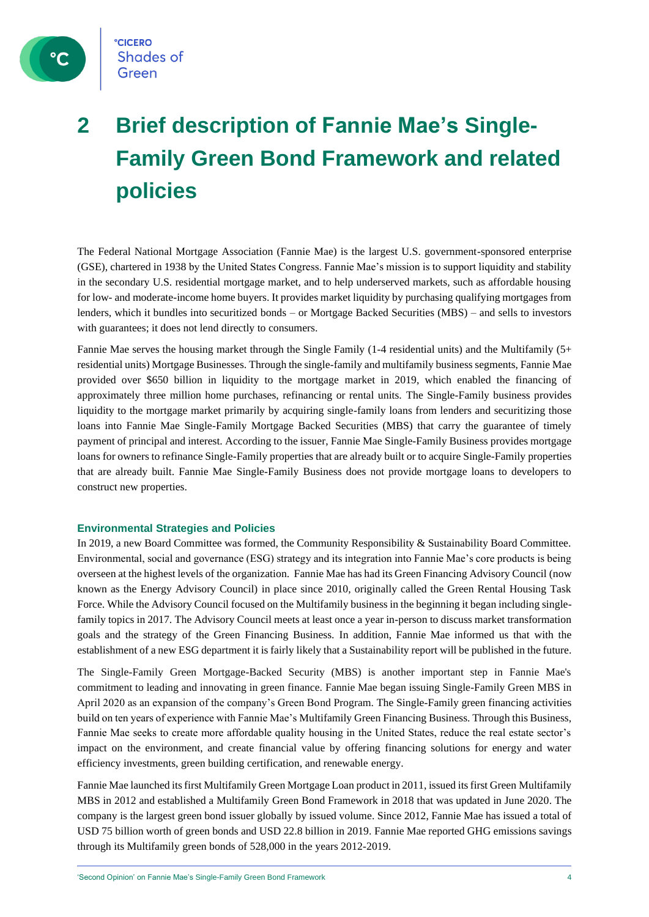# 2 Brief description of Fannie Mae's Single-Family Green Bond Framework and related policies

The Federal National Mortgage Association (Fannie Mae) is the largest U.S. government-sponsored enterprise (GSE), chartered in 1938 by the United States Congress. Fannie Mae's mission is to support liquidity and stability in the secondary U.S. residential mortgage market, and to help underserved markets, such as affordable housing for low- and moderate-income home buyers. It provides market liquidity by purchasing qualifying mortgages from lenders, which it bundles into securitized bonds – or Mortgage Backed Securities (MBS) – and sells to investors with guarantees; it does not lend directly to consumers.

Fannie Mae serves the housing market through the Single Family (1-4 residential units) and the Multifamily (5+ residential units) Mortgage Businesses. Through the single-family and multifamily business segments, Fannie Mae provided over $650 billion in liquidity to the mortgage market in 2019, which enabled the financing of approximately three million home purchases, refinancing or rental units. The Single-Family business provides liquidity to the mortgage market primarily by acquiring single-family loans from lenders and securitizing those loans into Fannie Mae Single-Family Mortgage Backed Securities (MBS) that carry the guarantee of timely payment of principal and interest. According to the issuer, Fannie Mae Single-Family Business provides mortgage loans for owners to refinance Single-Family properties that are already built or to acquire Single-Family properties that are already built. Fannie Mae Single-Family Business does not provide mortgage loans to developers to construct new properties.

### Environmental Strategies and Policies

In 2019, a new Board Committee was formed, the Community Responsibility & Sustainability Board Committee. Environmental, social and governance (ESG) strategy and its integration into Fannie Mae's core products is being overseen at the highest levels of the organization. Fannie Mae has had its Green Financing Advisory Council (now known as the Energy Advisory Council) in place since 2010, originally called the Green Rental Housing Task Force. While the Advisory Council focused on the Multifamily business in the beginning it began including single-family topics in 2017. The Advisory Council meets at least once a year in-person to discuss market transformation goals and the strategy of the Green Financing Business. In addition, Fannie Mae informed us that with the establishment of a new ESG department it is fairly likely that a Sustainability report will be published in the future.

The Single-Family Green Mortgage-Backed Security (MBS) is another important step in Fannie Mae's commitment to leading and innovating in green finance. Fannie Mae began issuing Single-Family Green MBS in April 2020 as an expansion of the company's Green Bond Program. The Single-Family green financing activities build on ten years of experience with Fannie Mae's Multifamily Green Financing Business. Through this Business, Fannie Mae seeks to create more affordable quality housing in the United States, reduce the real estate sector's impact on the environment, and create financial value by offering financing solutions for energy and water efficiency investments, green building certification, and renewable energy.

Fannie Mae launched its first Multifamily Green Mortgage Loan product in 2011, issued its first Green Multifamily MBS in 2012 and established a Multifamily Green Bond Framework in 2018 that was updated in June 2020. The company is the largest green bond issuer globally by issued volume. Since 2012, Fannie Mae has issued a total of USD 75 billion worth of green bonds and USD 22.8 billion in 2019. Fannie Mae reported GHG emissions savings through its Multifamily green bonds of 528,000 in the years 2012-2019.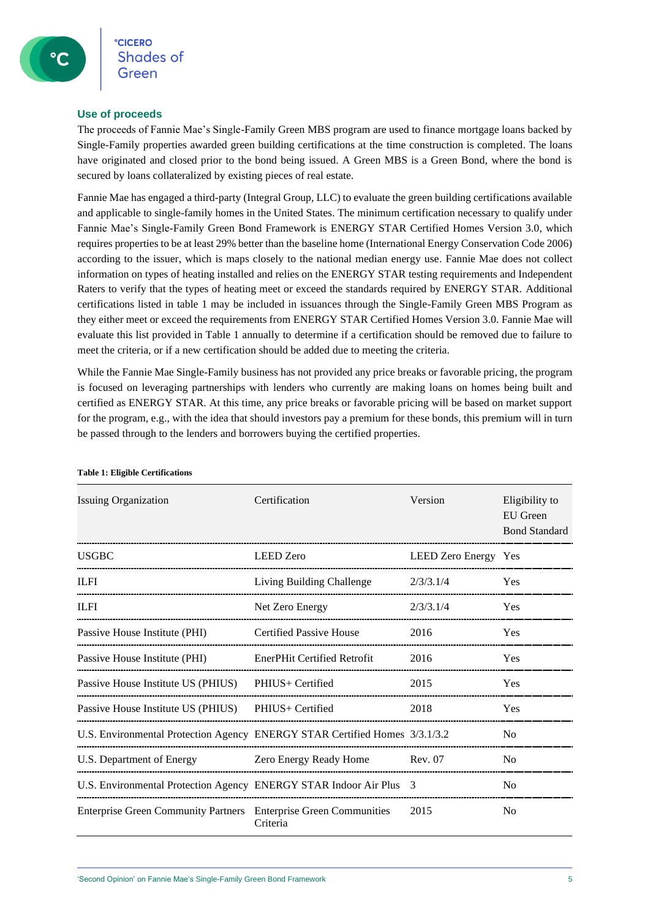### Use of proceeds

The proceeds of Fannie Mae's Single-Family Green MBS program are used to finance mortgage loans backed by Single-Family properties awarded green building certifications at the time construction is completed. The loans have originated and closed prior to the bond being issued. A Green MBS is a Green Bond, where the bond is secured by loans collateralized by existing pieces of real estate.

Fannie Mae has engaged a third-party (Integral Group, LLC) to evaluate the green building certifications available and applicable to single-family homes in the United States. The minimum certification necessary to qualify under Fannie Mae's Single-Family Green Bond Framework is ENERGY STAR Certified Homes Version 3.0, which requires properties to be at least 29% better than the baseline home (International Energy Conservation Code 2006) according to the issuer, which is maps closely to the national median energy use. Fannie Mae does not collect information on types of heating installed and relies on the ENERGY STAR testing requirements and Independent Raters to verify that the types of heating meet or exceed the standards required by ENERGY STAR. Additional certifications listed in table 1 may be included in issuances through the Single-Family Green MBS Program as they either meet or exceed the requirements from ENERGY STAR Certified Homes Version 3.0. Fannie Mae will evaluate this list provided in Table 1 annually to determine if a certification should be removed due to failure to meet the criteria, or if a new certification should be added due to meeting the criteria.

While the Fannie Mae Single-Family business has not provided any price breaks or favorable pricing, the program is focused on leveraging partnerships with lenders who currently are making loans on homes being built and certified as ENERGY STAR. At this time, any price breaks or favorable pricing will be based on market support for the program, e.g., with the idea that should investors pay a premium for these bonds, this premium will in turn be passed through to the lenders and borrowers buying the certified properties.

**Table 1: Eligible Certifications**

| Issuing Organization | Certification | Version | Eligibility to EU Green Bond Standard |
|---|---|---|---|
| USGBC | LEED Zero | LEED Zero Energy | Yes |
| ILFI | Living Building Challenge | 2/3/3.1/4 | Yes |
| ILFI | Net Zero Energy | 2/3/3.1/4 | Yes |
| Passive House Institute (PHI) | Certified Passive House | 2016 | Yes |
| Passive House Institute (PHI) | EnerPHit Certified Retrofit | 2016 | Yes |
| Passive House Institute US (PHIUS) | PHIUS+ Certified | 2015 | Yes |
| Passive House Institute US (PHIUS) | PHIUS+ Certified | 2018 | Yes |
| U.S. Environmental Protection Agency | ENERGY STAR Certified Homes | 3/3.1/3.2 | No |
| U.S. Department of Energy | Zero Energy Ready Home | Rev. 07 | No |
| U.S. Environmental Protection Agency | ENERGY STAR Indoor Air Plus | 3 | No |
| Enterprise Green Community Partners | Enterprise Green Communities Criteria | 2015 | No |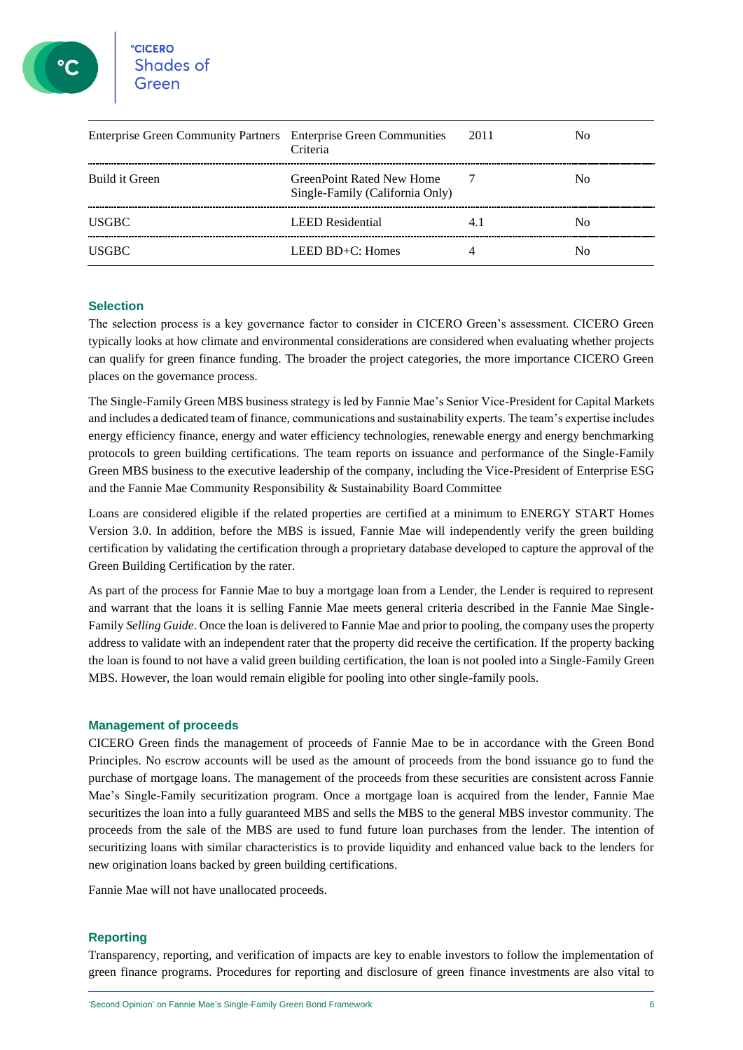| Enterprise Green Community Partners | Enterprise Green Communities Criteria | 2011 | No |
|---|---|---|---|
| Build it Green | GreenPoint Rated New Home Single-Family (California Only) | 7 | No |
| USGBC | LEED Residential | 4.1 | No |
| USGBC | LEED BD+C: Homes | 4 | No |

### Selection

The selection process is a key governance factor to consider in CICERO Green's assessment. CICERO Green typically looks at how climate and environmental considerations are considered when evaluating whether projects can qualify for green finance funding. The broader the project categories, the more importance CICERO Green places on the governance process.

The Single-Family Green MBS business strategy is led by Fannie Mae's Senior Vice-President for Capital Markets and includes a dedicated team of finance, communications and sustainability experts. The team's expertise includes energy efficiency finance, energy and water efficiency technologies, renewable energy and energy benchmarking protocols to green building certifications. The team reports on issuance and performance of the Single-Family Green MBS business to the executive leadership of the company, including the Vice-President of Enterprise ESG and the Fannie Mae Community Responsibility & Sustainability Board Committee

Loans are considered eligible if the related properties are certified at a minimum to ENERGY START Homes Version 3.0. In addition, before the MBS is issued, Fannie Mae will independently verify the green building certification by validating the certification through a proprietary database developed to capture the approval of the Green Building Certification by the rater.

As part of the process for Fannie Mae to buy a mortgage loan from a Lender, the Lender is required to represent and warrant that the loans it is selling Fannie Mae meets general criteria described in the Fannie Mae Single-Family *Selling Guide*. Once the loan is delivered to Fannie Mae and prior to pooling, the company uses the property address to validate with an independent rater that the property did receive the certification. If the property backing the loan is found to not have a valid green building certification, the loan is not pooled into a Single-Family Green MBS. However, the loan would remain eligible for pooling into other single-family pools.

### Management of proceeds

CICERO Green finds the management of proceeds of Fannie Mae to be in accordance with the Green Bond Principles. No escrow accounts will be used as the amount of proceeds from the bond issuance go to fund the purchase of mortgage loans. The management of the proceeds from these securities are consistent across Fannie Mae's Single-Family securitization program. Once a mortgage loan is acquired from the lender, Fannie Mae securitizes the loan into a fully guaranteed MBS and sells the MBS to the general MBS investor community. The proceeds from the sale of the MBS are used to fund future loan purchases from the lender. The intention of securitizing loans with similar characteristics is to provide liquidity and enhanced value back to the lenders for new origination loans backed by green building certifications.

Fannie Mae will not have unallocated proceeds.

### Reporting

Transparency, reporting, and verification of impacts are key to enable investors to follow the implementation of green finance programs. Procedures for reporting and disclosure of green finance investments are also vital to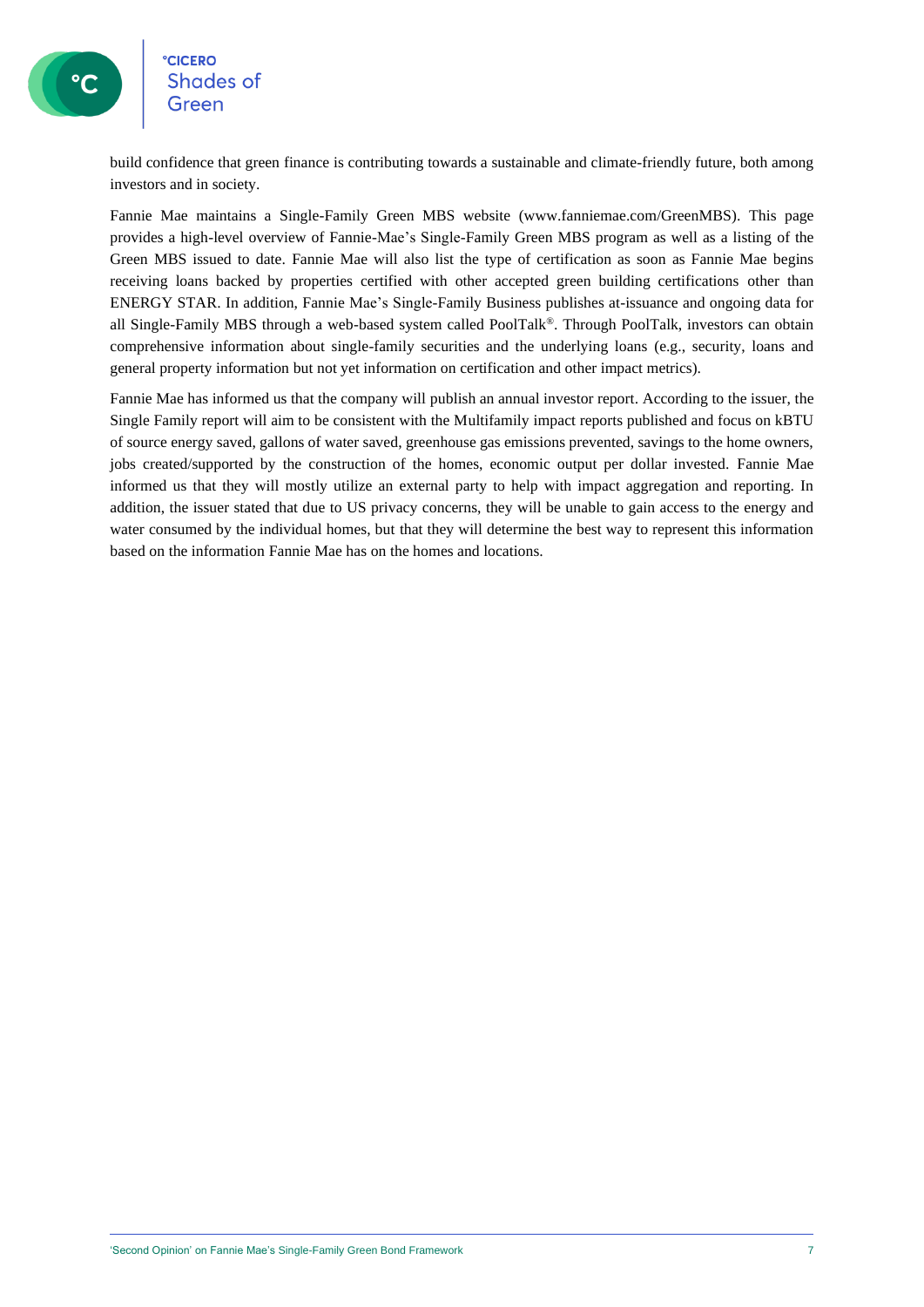build confidence that green finance is contributing towards a sustainable and climate-friendly future, both among investors and in society.

Fannie Mae maintains a Single-Family Green MBS website (www.fanniemae.com/GreenMBS). This page provides a high-level overview of Fannie-Mae's Single-Family Green MBS program as well as a listing of the Green MBS issued to date. Fannie Mae will also list the type of certification as soon as Fannie Mae begins receiving loans backed by properties certified with other accepted green building certifications other than ENERGY STAR. In addition, Fannie Mae's Single-Family Business publishes at-issuance and ongoing data for all Single-Family MBS through a web-based system called PoolTalk®. Through PoolTalk, investors can obtain comprehensive information about single-family securities and the underlying loans (e.g., security, loans and general property information but not yet information on certification and other impact metrics).

Fannie Mae has informed us that the company will publish an annual investor report. According to the issuer, the Single Family report will aim to be consistent with the Multifamily impact reports published and focus on kBTU of source energy saved, gallons of water saved, greenhouse gas emissions prevented, savings to the home owners, jobs created/supported by the construction of the homes, economic output per dollar invested. Fannie Mae informed us that they will mostly utilize an external party to help with impact aggregation and reporting. In addition, the issuer stated that due to US privacy concerns, they will be unable to gain access to the energy and water consumed by the individual homes, but that they will determine the best way to represent this information based on the information Fannie Mae has on the homes and locations.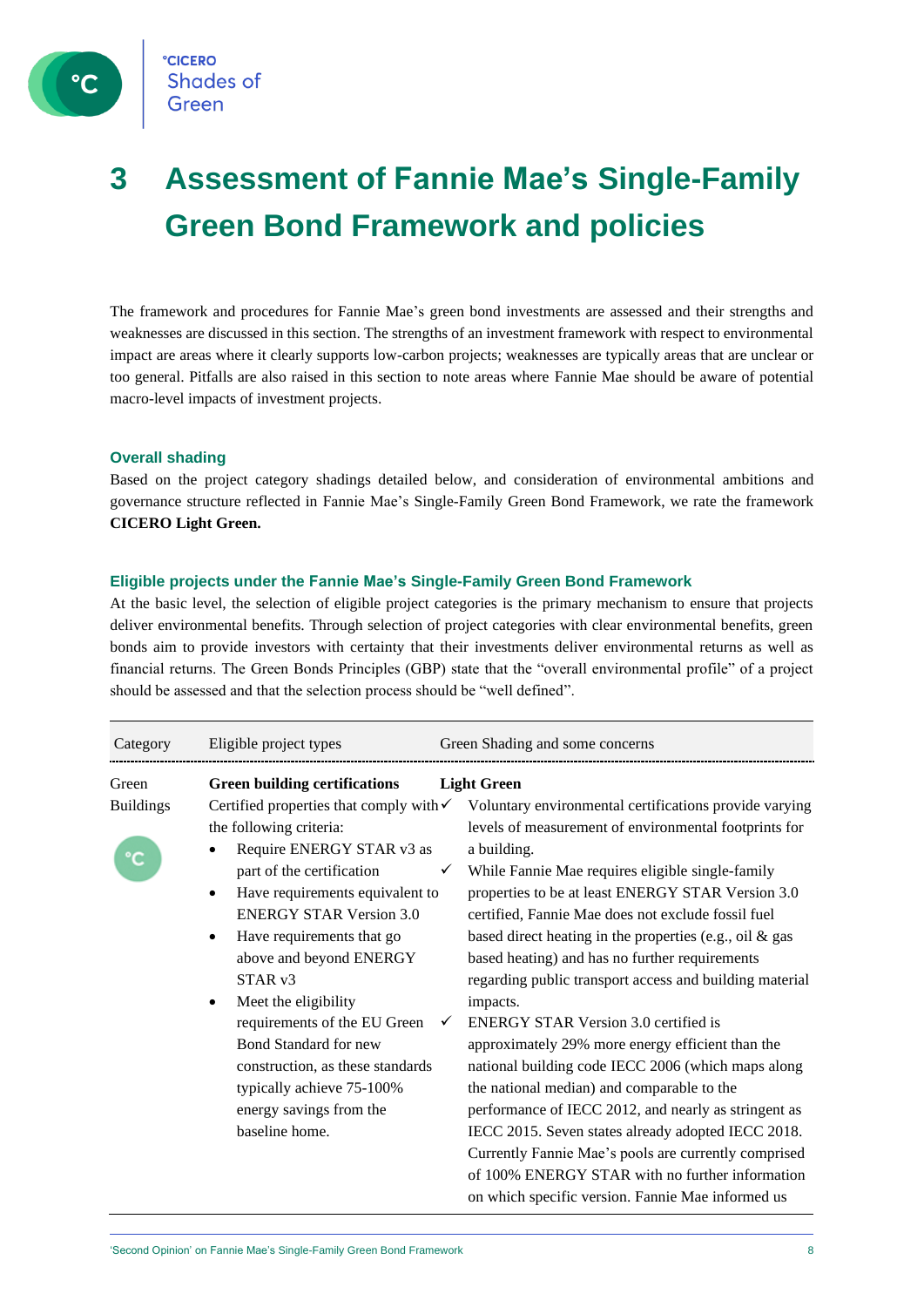# 3 Assessment of Fannie Mae's Single-Family Green Bond Framework and policies

The framework and procedures for Fannie Mae's green bond investments are assessed and their strengths and weaknesses are discussed in this section. The strengths of an investment framework with respect to environmental impact are areas where it clearly supports low-carbon projects; weaknesses are typically areas that are unclear or too general. Pitfalls are also raised in this section to note areas where Fannie Mae should be aware of potential macro-level impacts of investment projects.

### Overall shading

Based on the project category shadings detailed below, and consideration of environmental ambitions and governance structure reflected in Fannie Mae's Single-Family Green Bond Framework, we rate the framework **CICERO Light Green.**

### Eligible projects under the Fannie Mae's Single-Family Green Bond Framework

At the basic level, the selection of eligible project categories is the primary mechanism to ensure that projects deliver environmental benefits. Through selection of project categories with clear environmental benefits, green bonds aim to provide investors with certainty that their investments deliver environmental returns as well as financial returns. The Green Bonds Principles (GBP) state that the "overall environmental profile" of a project should be assessed and that the selection process should be "well defined".

| Category | Eligible project types | Green Shading and some concerns |
|---|---|---|
| Green Buildings | **Green building certifications**<br>Certified properties that comply with the following criteria:<br>• Require ENERGY STAR v3 as part of the certification<br>• Have requirements equivalent to ENERGY STAR Version 3.0<br>• Have requirements that go above and beyond ENERGY STAR v3<br>• Meet the eligibility requirements of the EU Green Bond Standard for new construction, as these standards typically achieve 75-100% energy savings from the baseline home. | **Light Green**<br>✓ Voluntary environmental certifications provide varying levels of measurement of environmental footprints for a building.<br>✓ While Fannie Mae requires eligible single-family properties to be at least ENERGY STAR Version 3.0 certified, Fannie Mae does not exclude fossil fuel based direct heating in the properties (e.g., oil & gas based heating) and has no further requirements regarding public transport access and building material impacts.<br>✓ ENERGY STAR Version 3.0 certified is approximately 29% more energy efficient than the national building code IECC 2006 (which maps along the national median) and comparable to the performance of IECC 2012, and nearly as stringent as IECC 2015. Seven states already adopted IECC 2018. Currently Fannie Mae's pools are currently comprised of 100% ENERGY STAR with no further information on which specific version. Fannie Mae informed us |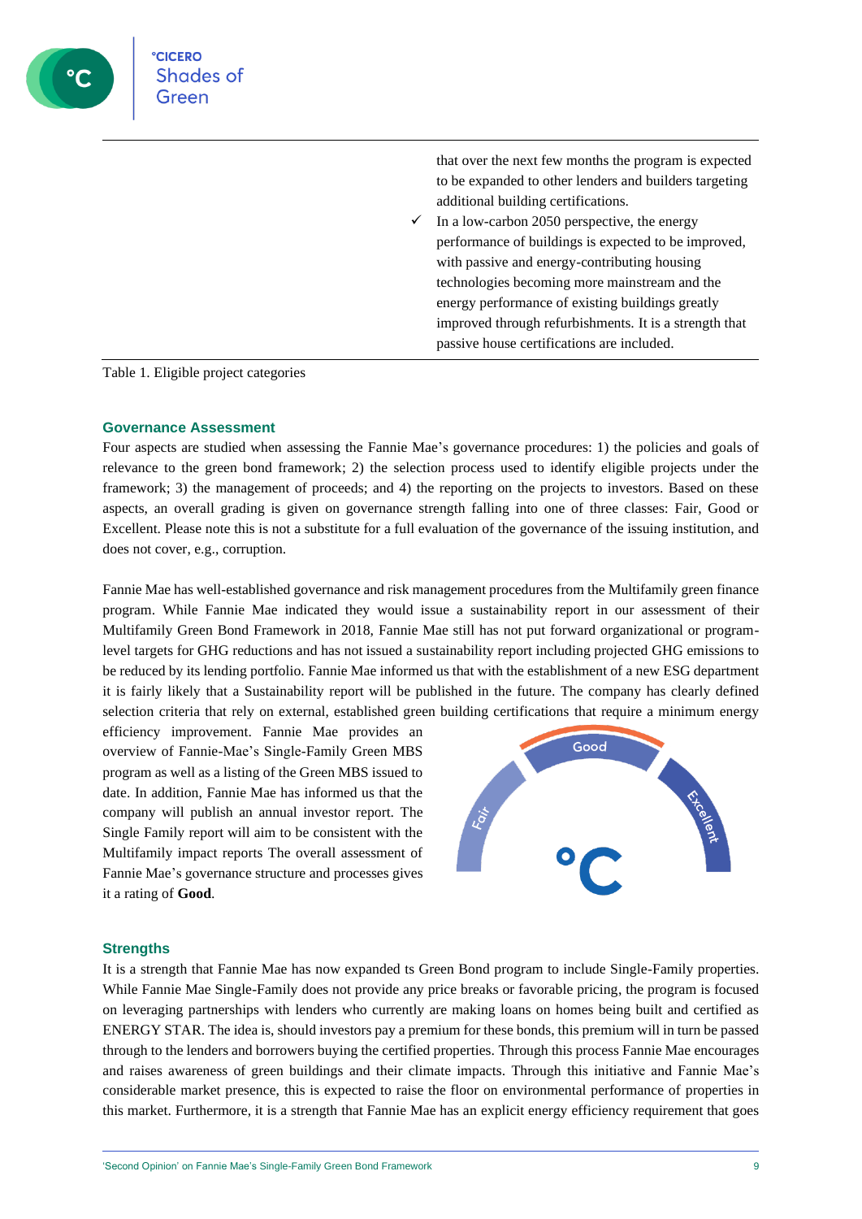| | |
|---|---|
| | that over the next few months the program is expected to be expanded to other lenders and builders targeting additional building certifications.<br>✓ In a low-carbon 2050 perspective, the energy performance of buildings is expected to be improved, with passive and energy-contributing housing technologies becoming more mainstream and the energy performance of existing buildings greatly improved through refurbishments. It is a strength that passive house certifications are included. |

Table 1. Eligible project categories

## Governance Assessment

Four aspects are studied when assessing the Fannie Mae's governance procedures: 1) the policies and goals of relevance to the green bond framework; 2) the selection process used to identify eligible projects under the framework; 3) the management of proceeds; and 4) the reporting on the projects to investors. Based on these aspects, an overall grading is given on governance strength falling into one of three classes: Fair, Good or Excellent. Please note this is not a substitute for a full evaluation of the governance of the issuing institution, and does not cover, e.g., corruption.

Fannie Mae has well-established governance and risk management procedures from the Multifamily green finance program. While Fannie Mae indicated they would issue a sustainability report in our assessment of their Multifamily Green Bond Framework in 2018, Fannie Mae still has not put forward organizational or program-level targets for GHG reductions and has not issued a sustainability report including projected GHG emissions to be reduced by its lending portfolio. Fannie Mae informed us that with the establishment of a new ESG department it is fairly likely that a Sustainability report will be published in the future. The company has clearly defined selection criteria that rely on external, established green building certifications that require a minimum energy efficiency improvement. Fannie Mae provides an overview of Fannie-Mae's Single-Family Green MBS program as well as a listing of the Green MBS issued to date. In addition, Fannie Mae has informed us that the company will publish an annual investor report. The Single Family report will aim to be consistent with the Multifamily impact reports The overall assessment of Fannie Mae's governance structure and processes gives it a rating of **Good**.

## Strengths

It is a strength that Fannie Mae has now expanded ts Green Bond program to include Single-Family properties. While Fannie Mae Single-Family does not provide any price breaks or favorable pricing, the program is focused on leveraging partnerships with lenders who currently are making loans on homes being built and certified as ENERGY STAR. The idea is, should investors pay a premium for these bonds, this premium will in turn be passed through to the lenders and borrowers buying the certified properties. Through this process Fannie Mae encourages and raises awareness of green buildings and their climate impacts. Through this initiative and Fannie Mae's considerable market presence, this is expected to raise the floor on environmental performance of properties in this market. Furthermore, it is a strength that Fannie Mae has an explicit energy efficiency requirement that goes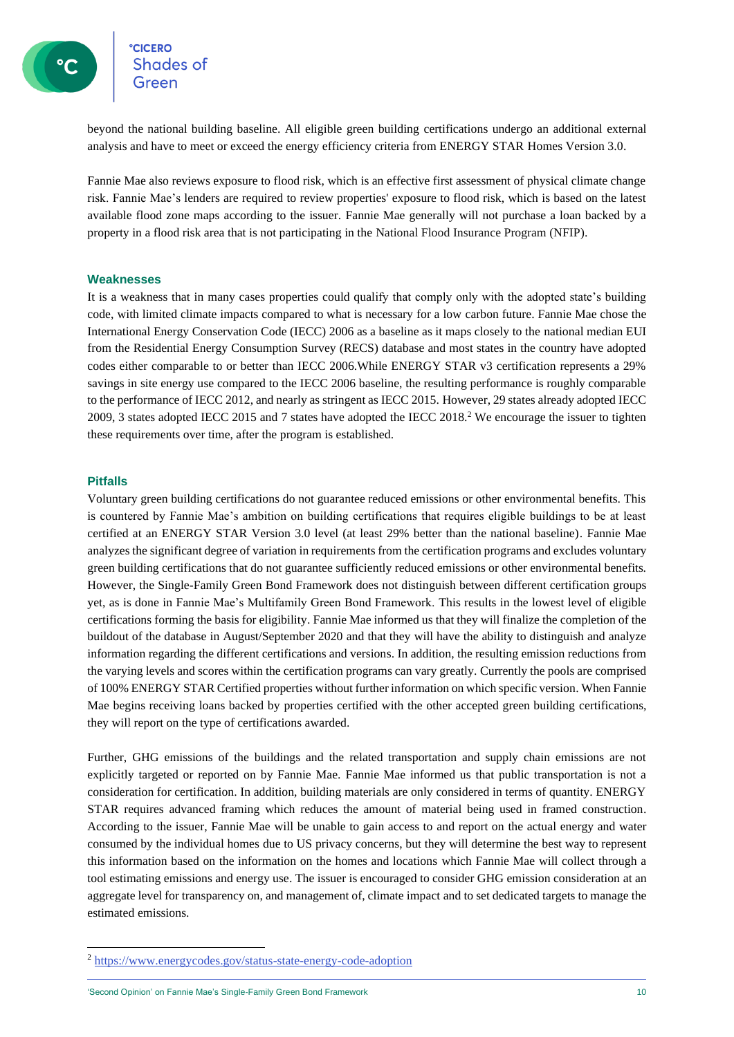beyond the national building baseline. All eligible green building certifications undergo an additional external analysis and have to meet or exceed the energy efficiency criteria from ENERGY STAR Homes Version 3.0.

Fannie Mae also reviews exposure to flood risk, which is an effective first assessment of physical climate change risk. Fannie Mae's lenders are required to review properties' exposure to flood risk, which is based on the latest available flood zone maps according to the issuer. Fannie Mae generally will not purchase a loan backed by a property in a flood risk area that is not participating in the National Flood Insurance Program (NFIP).

### Weaknesses

It is a weakness that in many cases properties could qualify that comply only with the adopted state's building code, with limited climate impacts compared to what is necessary for a low carbon future. Fannie Mae chose the International Energy Conservation Code (IECC) 2006 as a baseline as it maps closely to the national median EUI from the Residential Energy Consumption Survey (RECS) database and most states in the country have adopted codes either comparable to or better than IECC 2006.While ENERGY STAR v3 certification represents a 29% savings in site energy use compared to the IECC 2006 baseline, the resulting performance is roughly comparable to the performance of IECC 2012, and nearly as stringent as IECC 2015. However, 29 states already adopted IECC 2009, 3 states adopted IECC 2015 and 7 states have adopted the IECC 2018.[2] We encourage the issuer to tighten these requirements over time, after the program is established.

### Pitfalls

Voluntary green building certifications do not guarantee reduced emissions or other environmental benefits. This is countered by Fannie Mae's ambition on building certifications that requires eligible buildings to be at least certified at an ENERGY STAR Version 3.0 level (at least 29% better than the national baseline). Fannie Mae analyzes the significant degree of variation in requirements from the certification programs and excludes voluntary green building certifications that do not guarantee sufficiently reduced emissions or other environmental benefits. However, the Single-Family Green Bond Framework does not distinguish between different certification groups yet, as is done in Fannie Mae's Multifamily Green Bond Framework. This results in the lowest level of eligible certifications forming the basis for eligibility. Fannie Mae informed us that they will finalize the completion of the buildout of the database in August/September 2020 and that they will have the ability to distinguish and analyze information regarding the different certifications and versions. In addition, the resulting emission reductions from the varying levels and scores within the certification programs can vary greatly. Currently the pools are comprised of 100% ENERGY STAR Certified properties without further information on which specific version. When Fannie Mae begins receiving loans backed by properties certified with the other accepted green building certifications, they will report on the type of certifications awarded.

Further, GHG emissions of the buildings and the related transportation and supply chain emissions are not explicitly targeted or reported on by Fannie Mae. Fannie Mae informed us that public transportation is not a consideration for certification. In addition, building materials are only considered in terms of quantity. ENERGY STAR requires advanced framing which reduces the amount of material being used in framed construction. According to the issuer, Fannie Mae will be unable to gain access to and report on the actual energy and water consumed by the individual homes due to US privacy concerns, but they will determine the best way to represent this information based on the information on the homes and locations which Fannie Mae will collect through a tool estimating emissions and energy use. The issuer is encouraged to consider GHG emission consideration at an aggregate level for transparency on, and management of, climate impact and to set dedicated targets to manage the estimated emissions.

[2] https://www.energycodes.gov/status-state-energy-code-adoption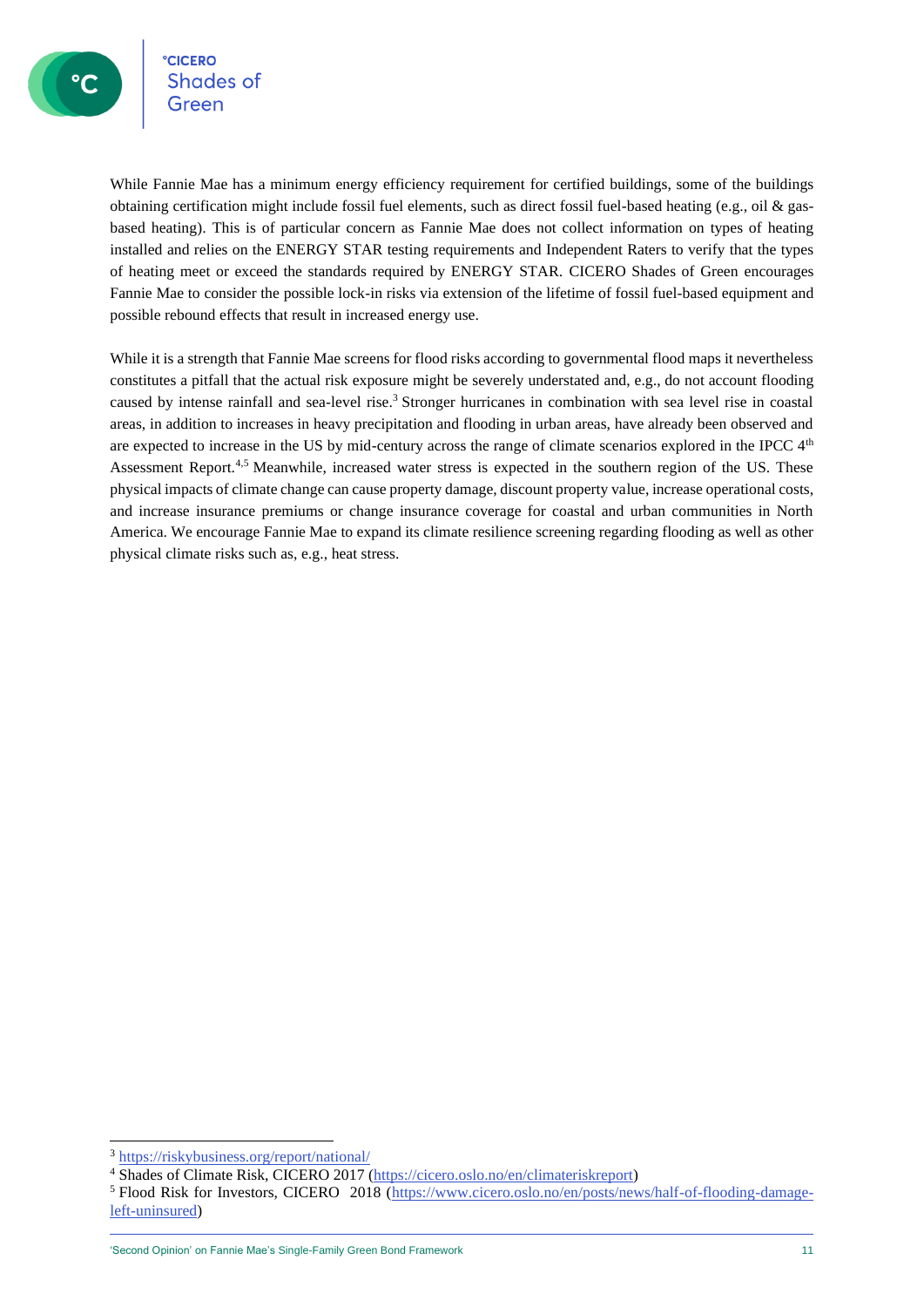While Fannie Mae has a minimum energy efficiency requirement for certified buildings, some of the buildings obtaining certification might include fossil fuel elements, such as direct fossil fuel-based heating (e.g., oil & gas-based heating). This is of particular concern as Fannie Mae does not collect information on types of heating installed and relies on the ENERGY STAR testing requirements and Independent Raters to verify that the types of heating meet or exceed the standards required by ENERGY STAR. CICERO Shades of Green encourages Fannie Mae to consider the possible lock-in risks via extension of the lifetime of fossil fuel-based equipment and possible rebound effects that result in increased energy use.

While it is a strength that Fannie Mae screens for flood risks according to governmental flood maps it nevertheless constitutes a pitfall that the actual risk exposure might be severely understated and, e.g., do not account flooding caused by intense rainfall and sea-level rise.[3] Stronger hurricanes in combination with sea level rise in coastal areas, in addition to increases in heavy precipitation and flooding in urban areas, have already been observed and are expected to increase in the US by mid-century across the range of climate scenarios explored in the IPCC 4th Assessment Report.[4,5] Meanwhile, increased water stress is expected in the southern region of the US. These physical impacts of climate change can cause property damage, discount property value, increase operational costs, and increase insurance premiums or change insurance coverage for coastal and urban communities in North America. We encourage Fannie Mae to expand its climate resilience screening regarding flooding as well as other physical climate risks such as, e.g., heat stress.

---

[3] https://riskybusiness.org/report/national/

[4] Shades of Climate Risk, CICERO 2017 (https://cicero.oslo.no/en/climateriskreport)

[5] Flood Risk for Investors, CICERO 2018 (https://www.cicero.oslo.no/en/posts/news/half-of-flooding-damage-left-uninsured)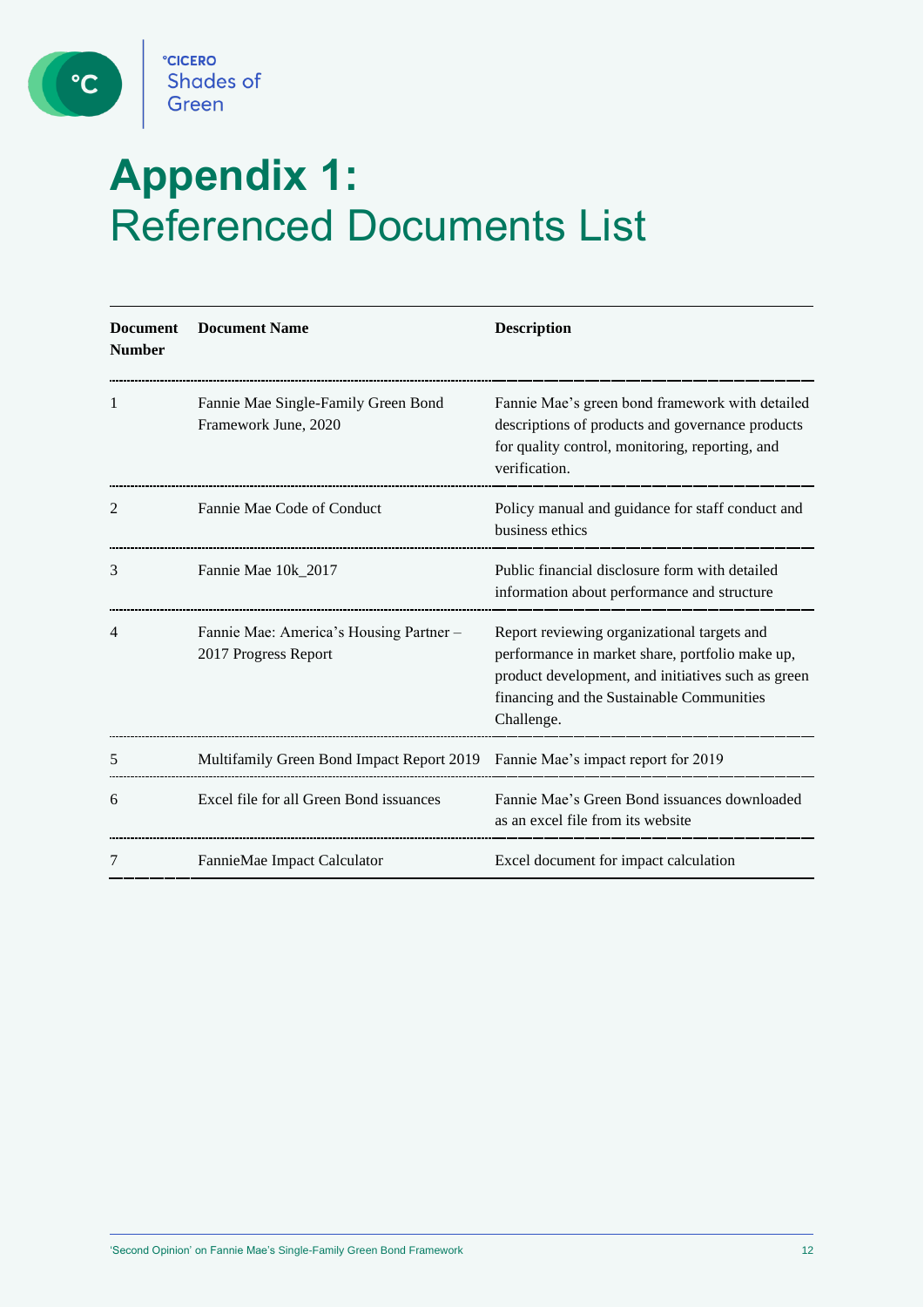# Appendix 1: Referenced Documents List

| Document Number | Document Name | Description |
|---|---|---|
| 1 | Fannie Mae Single-Family Green Bond Framework June, 2020 | Fannie Mae's green bond framework with detailed descriptions of products and governance products for quality control, monitoring, reporting, and verification. |
| 2 | Fannie Mae Code of Conduct | Policy manual and guidance for staff conduct and business ethics |
| 3 | Fannie Mae 10k_2017 | Public financial disclosure form with detailed information about performance and structure |
| 4 | Fannie Mae: America's Housing Partner – 2017 Progress Report | Report reviewing organizational targets and performance in market share, portfolio make up, product development, and initiatives such as green financing and the Sustainable Communities Challenge. |
| 5 | Multifamily Green Bond Impact Report 2019 | Fannie Mae's impact report for 2019 |
| 6 | Excel file for all Green Bond issuances | Fannie Mae's Green Bond issuances downloaded as an excel file from its website |
| 7 | FannieMae Impact Calculator | Excel document for impact calculation |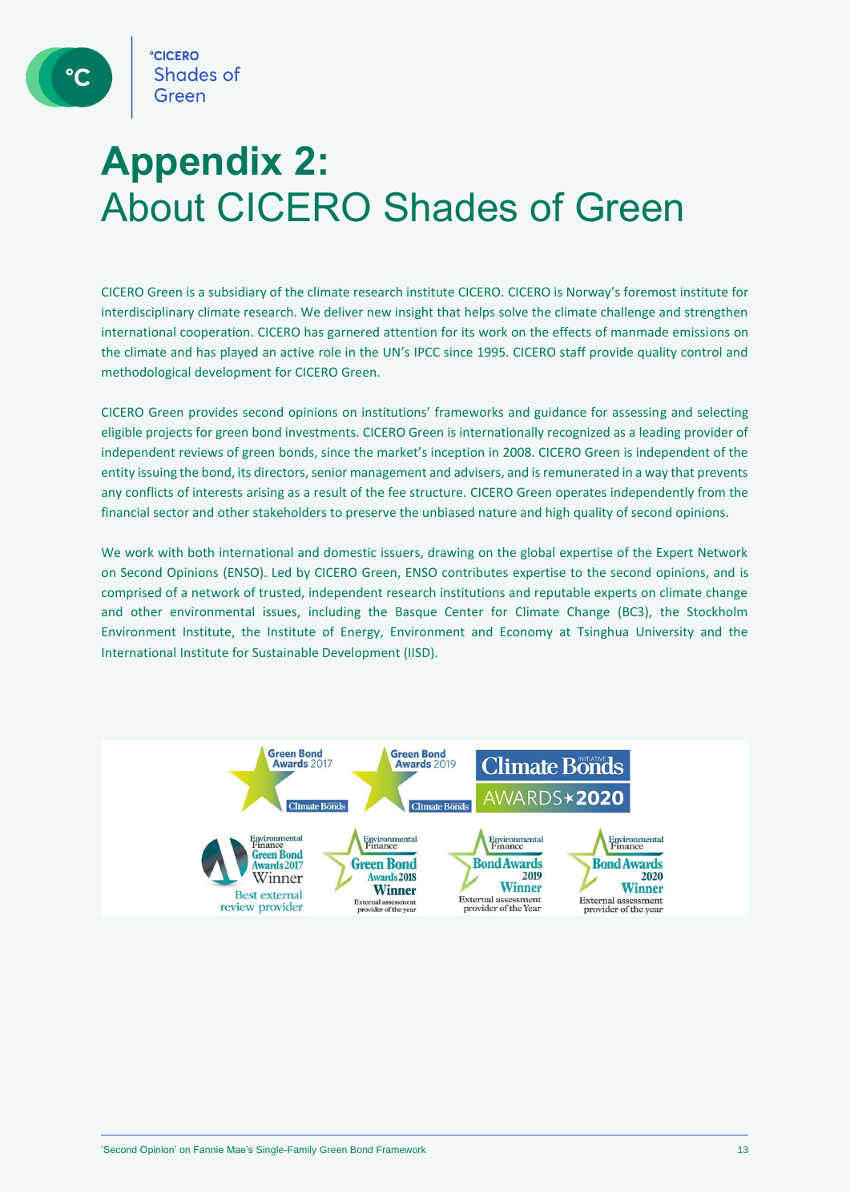# Appendix 2: About CICERO Shades of Green

CICERO Green is a subsidiary of the climate research institute CICERO. CICERO is Norway's foremost institute for interdisciplinary climate research. We deliver new insight that helps solve the climate challenge and strengthen international cooperation. CICERO has garnered attention for its work on the effects of manmade emissions on the climate and has played an active role in the UN's IPCC since 1995. CICERO staff provide quality control and methodological development for CICERO Green.

CICERO Green provides second opinions on institutions' frameworks and guidance for assessing and selecting eligible projects for green bond investments. CICERO Green is internationally recognized as a leading provider of independent reviews of green bonds, since the market's inception in 2008. CICERO Green is independent of the entity issuing the bond, its directors, senior management and advisers, and is remunerated in a way that prevents any conflicts of interests arising as a result of the fee structure. CICERO Green operates independently from the financial sector and other stakeholders to preserve the unbiased nature and high quality of second opinions.

We work with both international and domestic issuers, drawing on the global expertise of the Expert Network on Second Opinions (ENSO). Led by CICERO Green, ENSO contributes expertise to the second opinions, and is comprised of a network of trusted, independent research institutions and reputable experts on climate change and other environmental issues, including the Basque Center for Climate Change (BC3), the Stockholm Environment Institute, the Institute of Energy, Environment and Economy at Tsinghua University and the International Institute for Sustainable Development (IISD).

Green Bond Awards 2017 Climate Bonds

Green Bond Awards 2019 Climate Bonds

Climate Bonds Initiative AWARDS 2020

Environmental Finance Green Bond Awards 2017 Winner Best external review provider

Environmental Finance Green Bond Awards 2018 Winner External assessment provider of the year

Environmental Finance Bond Awards 2019 Winner External assessment provider of the Year

Environmental Finance Bond Awards 2020 Winner External assessment provider of the year